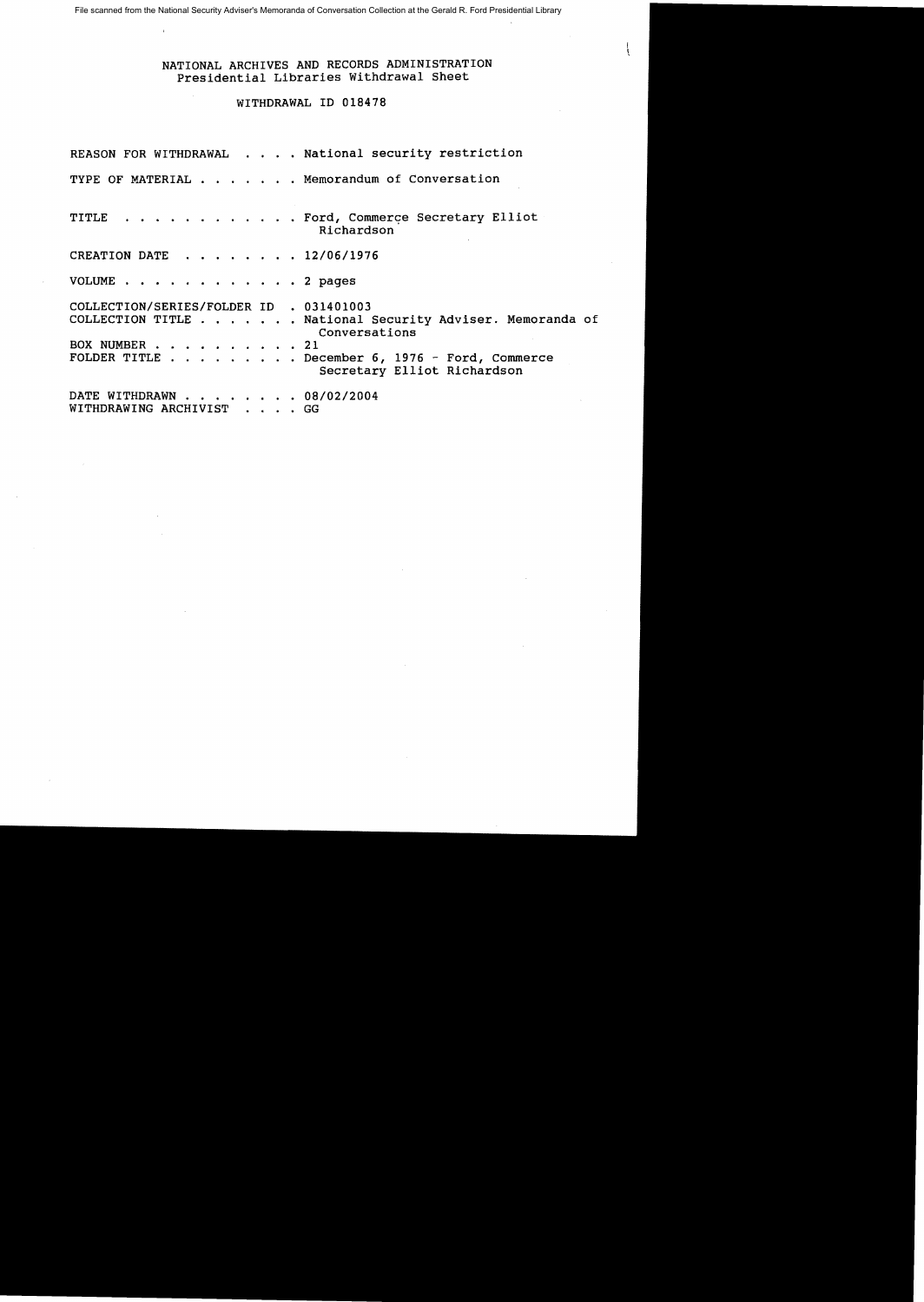File scanned from the National Security Adviser's Memoranda of Conversation Collection at the Gerald R. Ford Presidential Library

NATIONAL ARCHIVES AND RECORDS ADMINISTRATION
Presidential Libraries Withdrawal Sheet

WITHDRAWAL ID 018478

REASON FOR WITHDRAWAL . . . . National security restriction

TYPE OF MATERIAL . . . . . . . Memorandum of Conversation

TITLE . . . . . . . . . . . . Ford, Commerce Secretary Elliot Richardson

CREATION DATE . . . . . . . . 12/06/1976

VOLUME . . . . . . . . . . . . 2 pages

COLLECTION/SERIES/FOLDER ID . 031401003
COLLECTION TITLE . . . . . . . National Security Adviser. Memoranda of Conversations
BOX NUMBER . . . . . . . . . . 21
FOLDER TITLE . . . . . . . . . December 6, 1976 - Ford, Commerce Secretary Elliot Richardson

DATE WITHDRAWN . . . . . . . . 08/02/2004
WITHDRAWING ARCHIVIST . . . . GG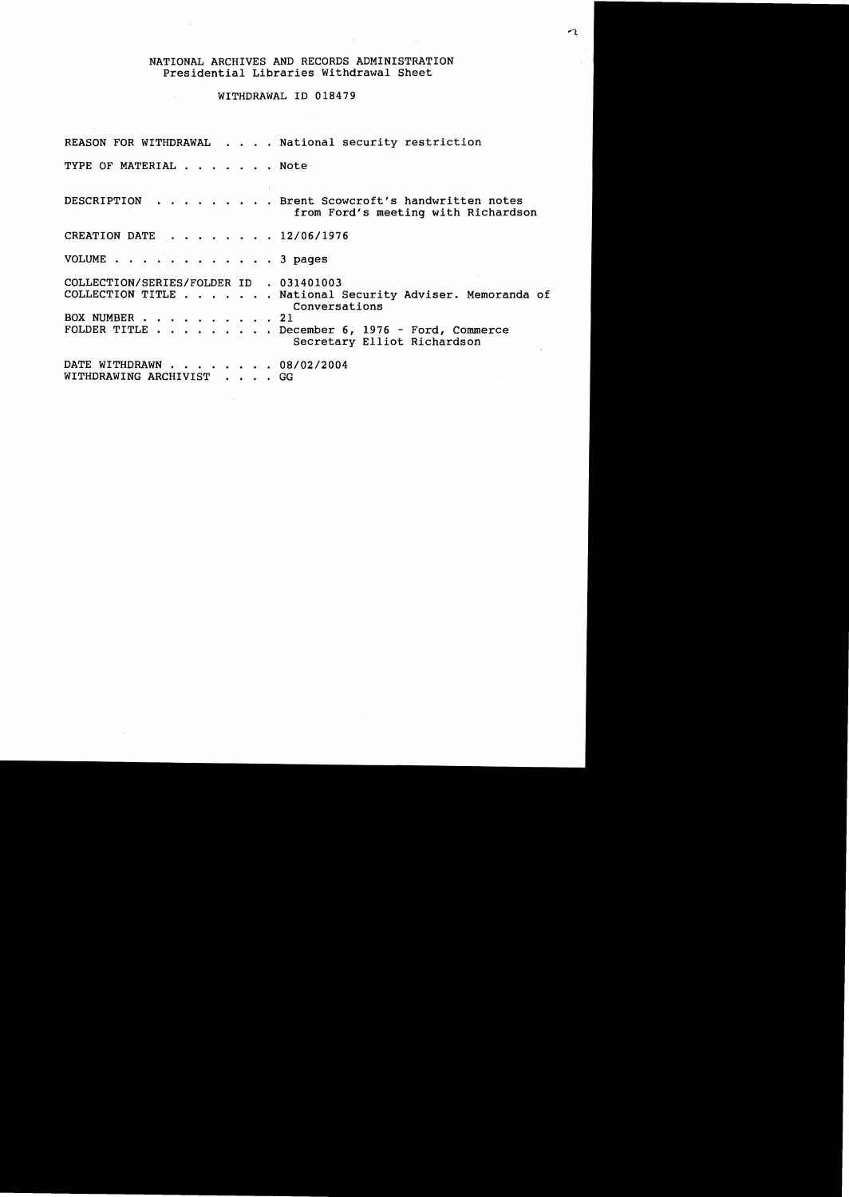NATIONAL ARCHIVES AND RECORDS ADMINISTRATION
Presidential Libraries Withdrawal Sheet

WITHDRAWAL ID 018479

| | |
|---|---|
| REASON FOR WITHDRAWAL | National security restriction |
| TYPE OF MATERIAL | Note |
| DESCRIPTION | Brent Scowcroft's handwritten notes from Ford's meeting with Richardson |
| CREATION DATE | 12/06/1976 |
| VOLUME | 3 pages |
| COLLECTION/SERIES/FOLDER ID | 031401003 |
| COLLECTION TITLE | National Security Adviser. Memoranda of Conversations |
| BOX NUMBER | 21 |
| FOLDER TITLE | December 6, 1976 - Ford, Commerce Secretary Elliot Richardson |
| DATE WITHDRAWN | 08/02/2004 |
| WITHDRAWING ARCHIVIST | GG |